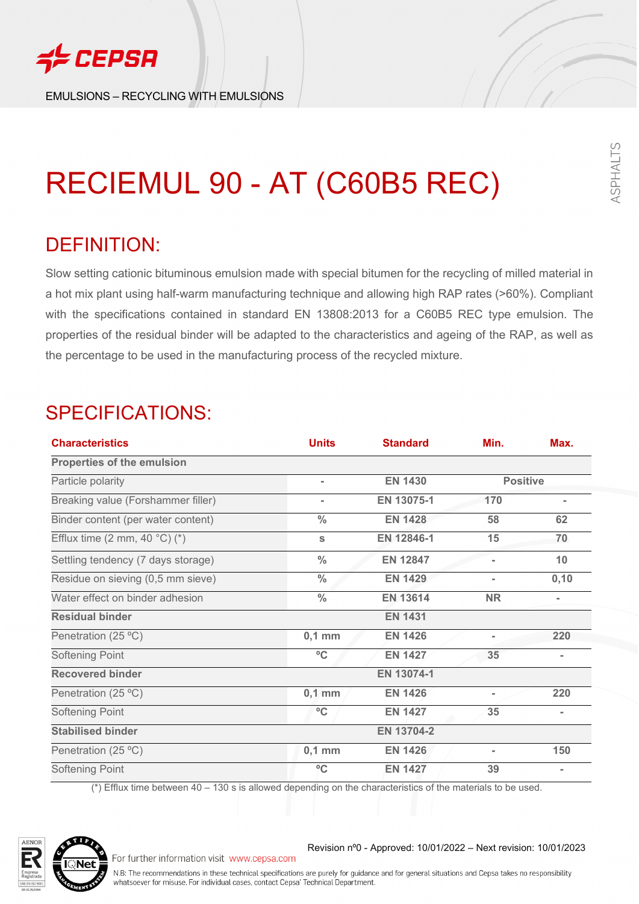EMULSIONS – RECYCLING WITH EMULSIONS

# RECIEMUL 90 - AT (C60B5 REC)

## DEFINITION:

Slow setting cationic bituminous emulsion made with special bitumen for the recycling of milled material in a hot mix plant using half-warm manufacturing technique and allowing high RAP rates (>60%). Compliant with the specifications contained in standard EN 13808:2013 for a C60B5 REC type emulsion. The properties of the residual binder will be adapted to the characteristics and ageing of the RAP, as well as the percentage to be used in the manufacturing process of the recycled mixture.

## SPECIFICATIONS:

| Characteristics | Units | Standard | Min. | Max. |
|---|---|---|---|---|
| **Properties of the emulsion** | | | | |
| Particle polarity | - | **EN 1430** | **Positive** | |
| Breaking value (Forshammer filler) | - | **EN 13075-1** | **170** | - |
| Binder content (per water content) | % | **EN 1428** | **58** | **62** |
| Efflux time (2 mm, 40 °C) (*) | s | **EN 12846-1** | **15** | **70** |
| Settling tendency (7 days storage) | % | **EN 12847** | - | **10** |
| Residue on sieving (0,5 mm sieve) | % | **EN 1429** | - | **0,10** |
| Water effect on binder adhesion | % | **EN 13614** | **NR** | - |
| **Residual binder** | | **EN 1431** | | |
| Penetration (25 ºC) | **0,1 mm** | **EN 1426** | - | **220** |
| Softening Point | ºC | **EN 1427** | **35** | - |
| **Recovered binder** | | **EN 13074-1** | | |
| Penetration (25 ºC) | **0,1 mm** | **EN 1426** | - | **220** |
| Softening Point | ºC | **EN 1427** | **35** | - |
| **Stabilised binder** | | **EN 13704-2** | | |
| Penetration (25 ºC) | **0,1 mm** | **EN 1426** | - | **150** |
| Softening Point | ºC | **EN 1427** | **39** | - |

(*) Efflux time between 40 – 130 s is allowed depending on the characteristics of the materials to be used.

Revision nº0 - Approved: 10/01/2022 – Next revision: 10/01/2023

For further information visit www.cepsa.com

N.B: The recommendations in these technical specifications are purely for guidance and for general situations and Cepsa takes no responsibility whatsoever for misuse. For individual cases, contact Cepsa' Technical Department.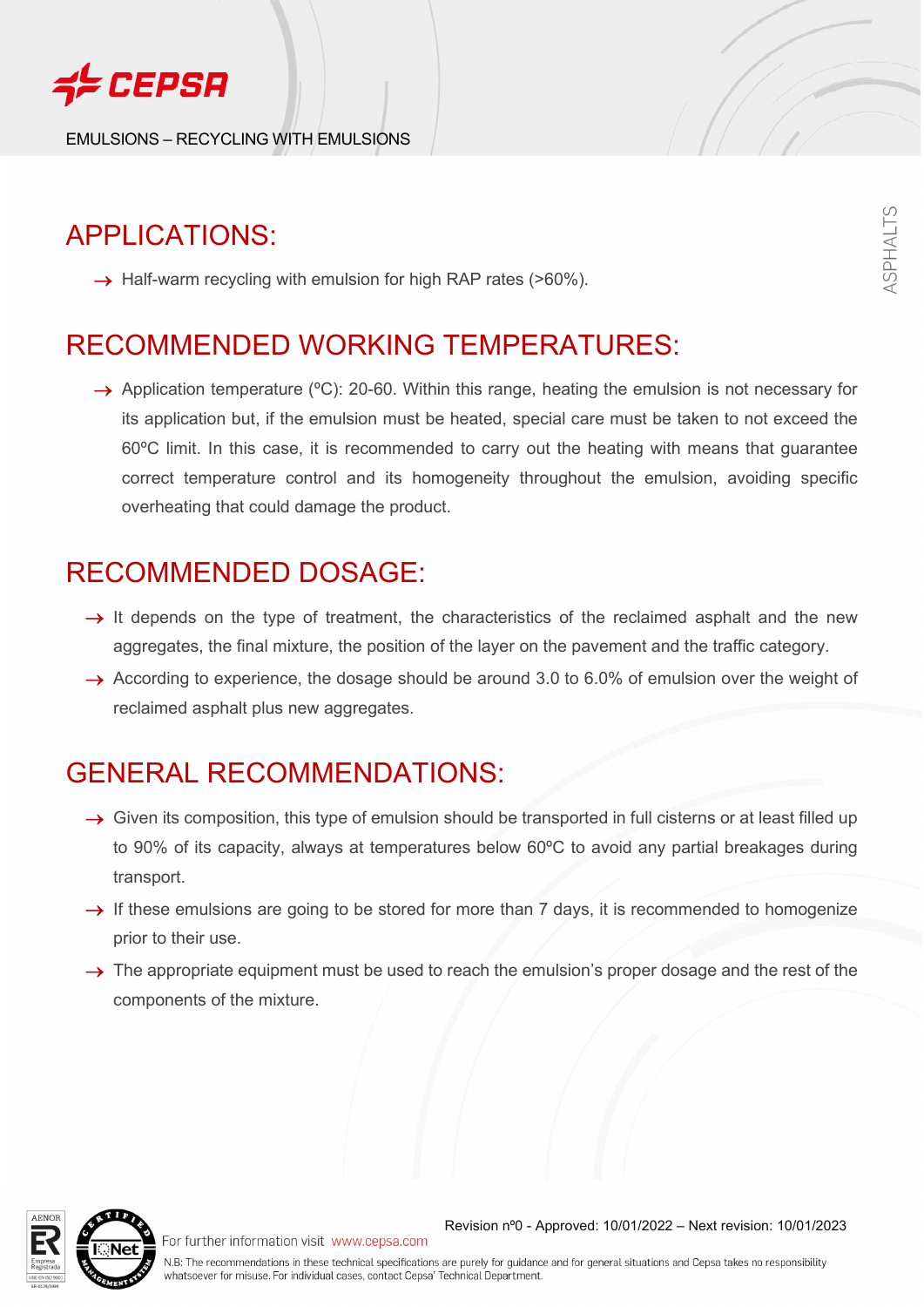## APPLICATIONS:

- Half-warm recycling with emulsion for high RAP rates (>60%).

## RECOMMENDED WORKING TEMPERATURES:

- Application temperature (ºC): 20-60. Within this range, heating the emulsion is not necessary for its application but, if the emulsion must be heated, special care must be taken to not exceed the 60ºC limit. In this case, it is recommended to carry out the heating with means that guarantee correct temperature control and its homogeneity throughout the emulsion, avoiding specific overheating that could damage the product.

## RECOMMENDED DOSAGE:

- It depends on the type of treatment, the characteristics of the reclaimed asphalt and the new aggregates, the final mixture, the position of the layer on the pavement and the traffic category.
- According to experience, the dosage should be around 3.0 to 6.0% of emulsion over the weight of reclaimed asphalt plus new aggregates.

## GENERAL RECOMMENDATIONS:

- Given its composition, this type of emulsion should be transported in full cisterns or at least filled up to 90% of its capacity, always at temperatures below 60ºC to avoid any partial breakages during transport.
- If these emulsions are going to be stored for more than 7 days, it is recommended to homogenize prior to their use.
- The appropriate equipment must be used to reach the emulsion's proper dosage and the rest of the components of the mixture.

Revision nº0 - Approved: 10/01/2022 – Next revision: 10/01/2023

For further information visit www.cepsa.com

N.B: The recommendations in these technical specifications are purely for guidance and for general situations and Cepsa takes no responsibility whatsoever for misuse. For individual cases, contact Cepsa' Technical Department.